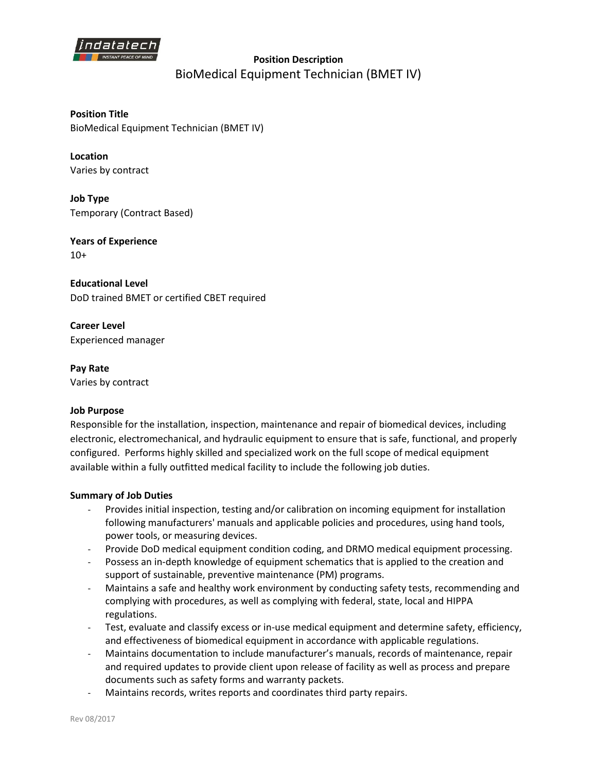**Position Description**

# BioMedical Equipment Technician (BMET IV)

**Position Title**
BioMedical Equipment Technician (BMET IV)

**Location**
Varies by contract

**Job Type**
Temporary (Contract Based)

**Years of Experience**
10+

**Educational Level**
DoD trained BMET or certified CBET required

**Career Level**
Experienced manager

**Pay Rate**
Varies by contract

**Job Purpose**
Responsible for the installation, inspection, maintenance and repair of biomedical devices, including electronic, electromechanical, and hydraulic equipment to ensure that is safe, functional, and properly configured. Performs highly skilled and specialized work on the full scope of medical equipment available within a fully outfitted medical facility to include the following job duties.

**Summary of Job Duties**

- Provides initial inspection, testing and/or calibration on incoming equipment for installation following manufacturers' manuals and applicable policies and procedures, using hand tools, power tools, or measuring devices.
- Provide DoD medical equipment condition coding, and DRMO medical equipment processing.
- Possess an in-depth knowledge of equipment schematics that is applied to the creation and support of sustainable, preventive maintenance (PM) programs.
- Maintains a safe and healthy work environment by conducting safety tests, recommending and complying with procedures, as well as complying with federal, state, local and HIPPA regulations.
- Test, evaluate and classify excess or in-use medical equipment and determine safety, efficiency, and effectiveness of biomedical equipment in accordance with applicable regulations.
- Maintains documentation to include manufacturer's manuals, records of maintenance, repair and required updates to provide client upon release of facility as well as process and prepare documents such as safety forms and warranty packets.
- Maintains records, writes reports and coordinates third party repairs.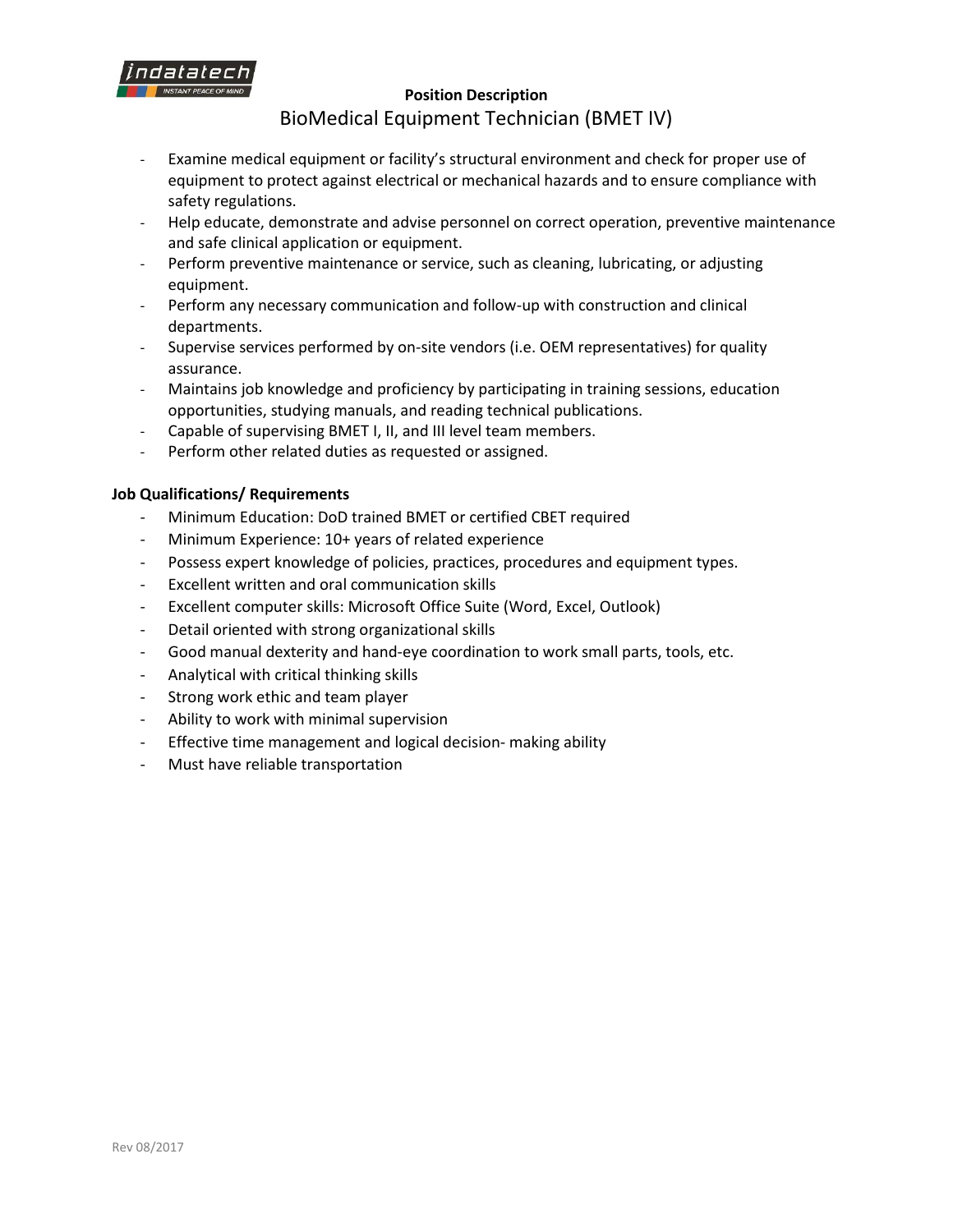**Position Description**

BioMedical Equipment Technician (BMET IV)

- Examine medical equipment or facility's structural environment and check for proper use of equipment to protect against electrical or mechanical hazards and to ensure compliance with safety regulations.
- Help educate, demonstrate and advise personnel on correct operation, preventive maintenance and safe clinical application or equipment.
- Perform preventive maintenance or service, such as cleaning, lubricating, or adjusting equipment.
- Perform any necessary communication and follow-up with construction and clinical departments.
- Supervise services performed by on-site vendors (i.e. OEM representatives) for quality assurance.
- Maintains job knowledge and proficiency by participating in training sessions, education opportunities, studying manuals, and reading technical publications.
- Capable of supervising BMET I, II, and III level team members.
- Perform other related duties as requested or assigned.

**Job Qualifications/ Requirements**

- Minimum Education: DoD trained BMET or certified CBET required
- Minimum Experience: 10+ years of related experience
- Possess expert knowledge of policies, practices, procedures and equipment types.
- Excellent written and oral communication skills
- Excellent computer skills: Microsoft Office Suite (Word, Excel, Outlook)
- Detail oriented with strong organizational skills
- Good manual dexterity and hand-eye coordination to work small parts, tools, etc.
- Analytical with critical thinking skills
- Strong work ethic and team player
- Ability to work with minimal supervision
- Effective time management and logical decision- making ability
- Must have reliable transportation

Rev 08/2017